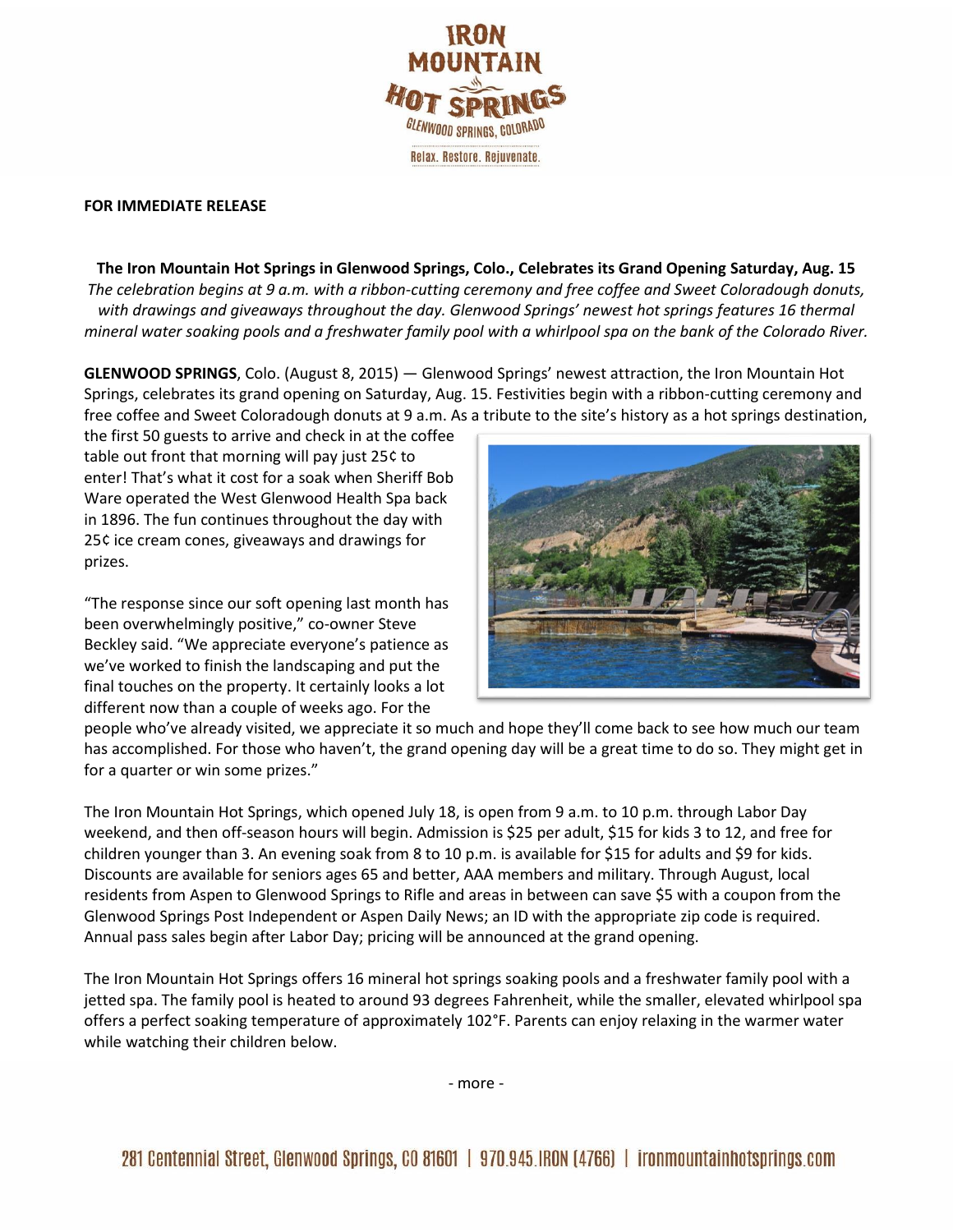**FOR IMMEDIATE RELEASE**

**The Iron Mountain Hot Springs in Glenwood Springs, Colo., Celebrates its Grand Opening Saturday, Aug. 15**

*The celebration begins at 9 a.m. with a ribbon-cutting ceremony and free coffee and Sweet Coloradough donuts, with drawings and giveaways throughout the day. Glenwood Springs' newest hot springs features 16 thermal mineral water soaking pools and a freshwater family pool with a whirlpool spa on the bank of the Colorado River.*

**GLENWOOD SPRINGS**, Colo. (August 8, 2015) — Glenwood Springs' newest attraction, the Iron Mountain Hot Springs, celebrates its grand opening on Saturday, Aug. 15. Festivities begin with a ribbon-cutting ceremony and free coffee and Sweet Coloradough donuts at 9 a.m. As a tribute to the site's history as a hot springs destination, the first 50 guests to arrive and check in at the coffee table out front that morning will pay just 25¢ to enter! That's what it cost for a soak when Sheriff Bob Ware operated the West Glenwood Health Spa back in 1896. The fun continues throughout the day with 25¢ ice cream cones, giveaways and drawings for prizes.

"The response since our soft opening last month has been overwhelmingly positive," co-owner Steve Beckley said. "We appreciate everyone's patience as we've worked to finish the landscaping and put the final touches on the property. It certainly looks a lot different now than a couple of weeks ago. For the people who've already visited, we appreciate it so much and hope they'll come back to see how much our team has accomplished. For those who haven't, the grand opening day will be a great time to do so. They might get in for a quarter or win some prizes."

The Iron Mountain Hot Springs, which opened July 18, is open from 9 a.m. to 10 p.m. through Labor Day weekend, and then off-season hours will begin. Admission is $25 per adult, $15 for kids 3 to 12, and free for children younger than 3. An evening soak from 8 to 10 p.m. is available for $15 for adults and $9 for kids. Discounts are available for seniors ages 65 and better, AAA members and military. Through August, local residents from Aspen to Glenwood Springs to Rifle and areas in between can save $5 with a coupon from the Glenwood Springs Post Independent or Aspen Daily News; an ID with the appropriate zip code is required. Annual pass sales begin after Labor Day; pricing will be announced at the grand opening.

The Iron Mountain Hot Springs offers 16 mineral hot springs soaking pools and a freshwater family pool with a jetted spa. The family pool is heated to around 93 degrees Fahrenheit, while the smaller, elevated whirlpool spa offers a perfect soaking temperature of approximately 102°F. Parents can enjoy relaxing in the warmer water while watching their children below.

- more -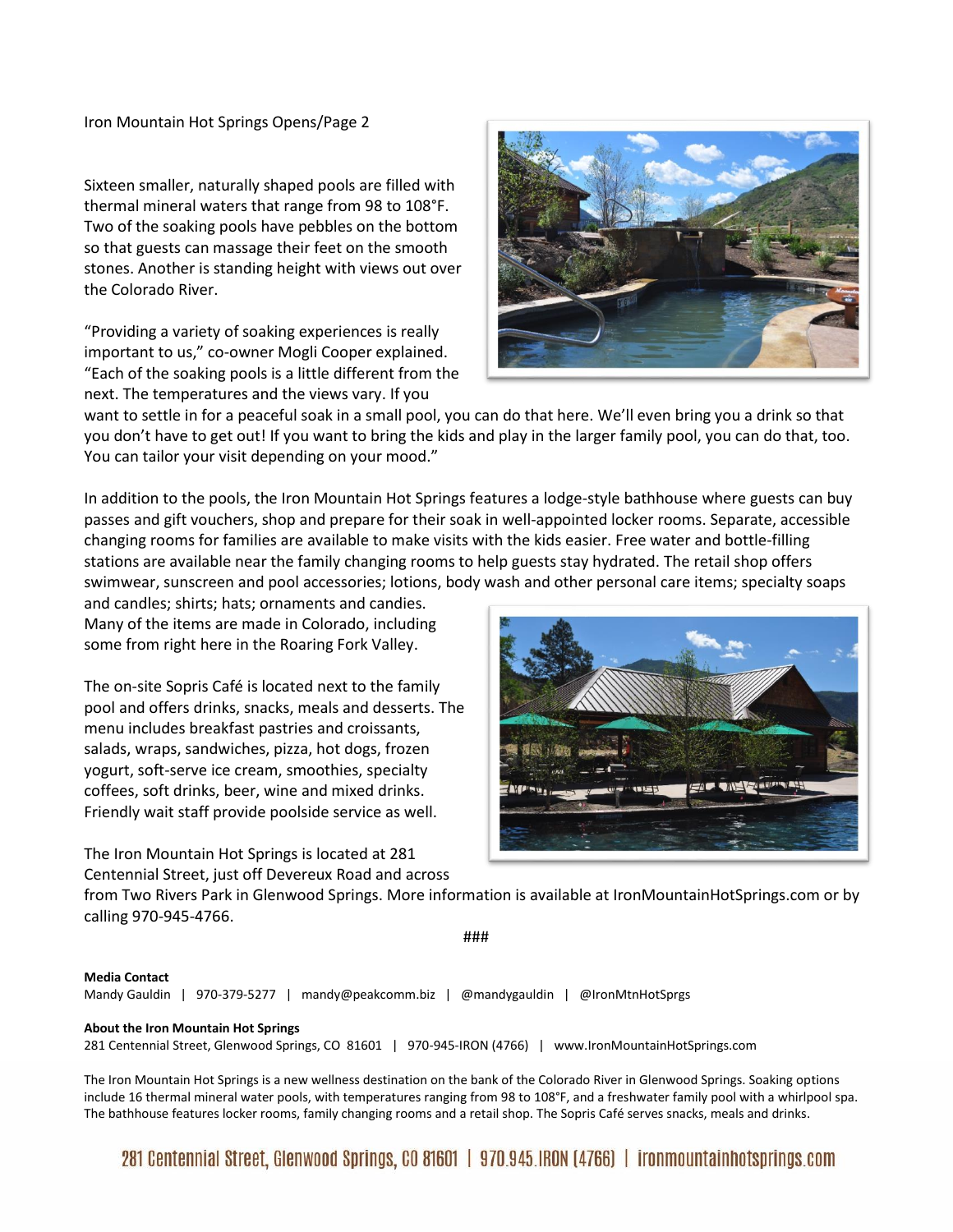Sixteen smaller, naturally shaped pools are filled with thermal mineral waters that range from 98 to 108°F. Two of the soaking pools have pebbles on the bottom so that guests can massage their feet on the smooth stones. Another is standing height with views out over the Colorado River.

"Providing a variety of soaking experiences is really important to us," co-owner Mogli Cooper explained. "Each of the soaking pools is a little different from the next. The temperatures and the views vary. If you want to settle in for a peaceful soak in a small pool, you can do that here. We'll even bring you a drink so that you don't have to get out! If you want to bring the kids and play in the larger family pool, you can do that, too. You can tailor your visit depending on your mood."

In addition to the pools, the Iron Mountain Hot Springs features a lodge-style bathhouse where guests can buy passes and gift vouchers, shop and prepare for their soak in well-appointed locker rooms. Separate, accessible changing rooms for families are available to make visits with the kids easier. Free water and bottle-filling stations are available near the family changing rooms to help guests stay hydrated. The retail shop offers swimwear, sunscreen and pool accessories; lotions, body wash and other personal care items; specialty soaps and candles; shirts; hats; ornaments and candies. Many of the items are made in Colorado, including some from right here in the Roaring Fork Valley.

The on-site Sopris Café is located next to the family pool and offers drinks, snacks, meals and desserts. The menu includes breakfast pastries and croissants, salads, wraps, sandwiches, pizza, hot dogs, frozen yogurt, soft-serve ice cream, smoothies, specialty coffees, soft drinks, beer, wine and mixed drinks. Friendly wait staff provide poolside service as well.

The Iron Mountain Hot Springs is located at 281 Centennial Street, just off Devereux Road and across from Two Rivers Park in Glenwood Springs. More information is available at IronMountainHotSprings.com or by calling 970-945-4766.

###

**Media Contact**
Mandy Gauldin | 970-379-5277 | mandy@peakcomm.biz | @mandygauldin | @IronMtnHotSprgs

**About the Iron Mountain Hot Springs**
281 Centennial Street, Glenwood Springs, CO 81601 | 970-945-IRON (4766) | www.IronMountainHotSprings.com

The Iron Mountain Hot Springs is a new wellness destination on the bank of the Colorado River in Glenwood Springs. Soaking options include 16 thermal mineral water pools, with temperatures ranging from 98 to 108°F, and a freshwater family pool with a whirlpool spa. The bathhouse features locker rooms, family changing rooms and a retail shop. The Sopris Café serves snacks, meals and drinks.